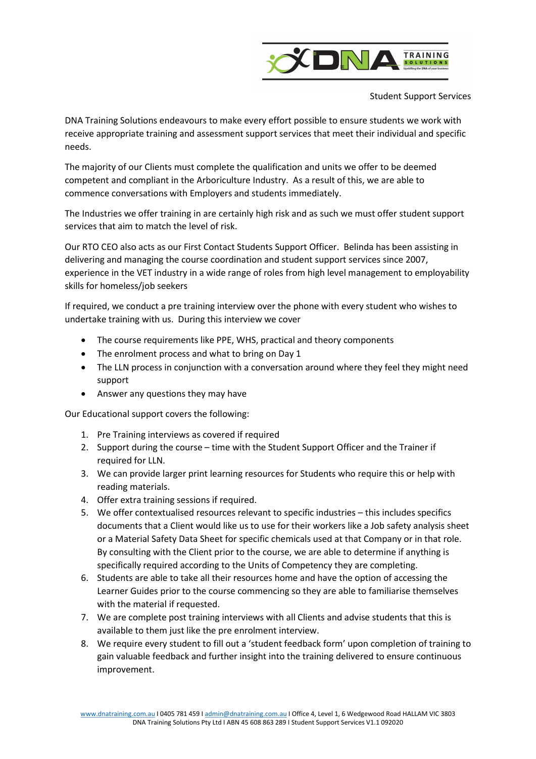Student Support Services

DNA Training Solutions endeavours to make every effort possible to ensure students we work with receive appropriate training and assessment support services that meet their individual and specific needs.

The majority of our Clients must complete the qualification and units we offer to be deemed competent and compliant in the Arboriculture Industry. As a result of this, we are able to commence conversations with Employers and students immediately.

The Industries we offer training in are certainly high risk and as such we must offer student support services that aim to match the level of risk.

Our RTO CEO also acts as our First Contact Students Support Officer. Belinda has been assisting in delivering and managing the course coordination and student support services since 2007, experience in the VET industry in a wide range of roles from high level management to employability skills for homeless/job seekers

If required, we conduct a pre training interview over the phone with every student who wishes to undertake training with us. During this interview we cover

- The course requirements like PPE, WHS, practical and theory components
- The enrolment process and what to bring on Day 1
- The LLN process in conjunction with a conversation around where they feel they might need support
- Answer any questions they may have

Our Educational support covers the following:

1. Pre Training interviews as covered if required
2. Support during the course – time with the Student Support Officer and the Trainer if required for LLN.
3. We can provide larger print learning resources for Students who require this or help with reading materials.
4. Offer extra training sessions if required.
5. We offer contextualised resources relevant to specific industries – this includes specifics documents that a Client would like us to use for their workers like a Job safety analysis sheet or a Material Safety Data Sheet for specific chemicals used at that Company or in that role. By consulting with the Client prior to the course, we are able to determine if anything is specifically required according to the Units of Competency they are completing.
6. Students are able to take all their resources home and have the option of accessing the Learner Guides prior to the course commencing so they are able to familiarise themselves with the material if requested.
7. We are complete post training interviews with all Clients and advise students that this is available to them just like the pre enrolment interview.
8. We require every student to fill out a 'student feedback form' upon completion of training to gain valuable feedback and further insight into the training delivered to ensure continuous improvement.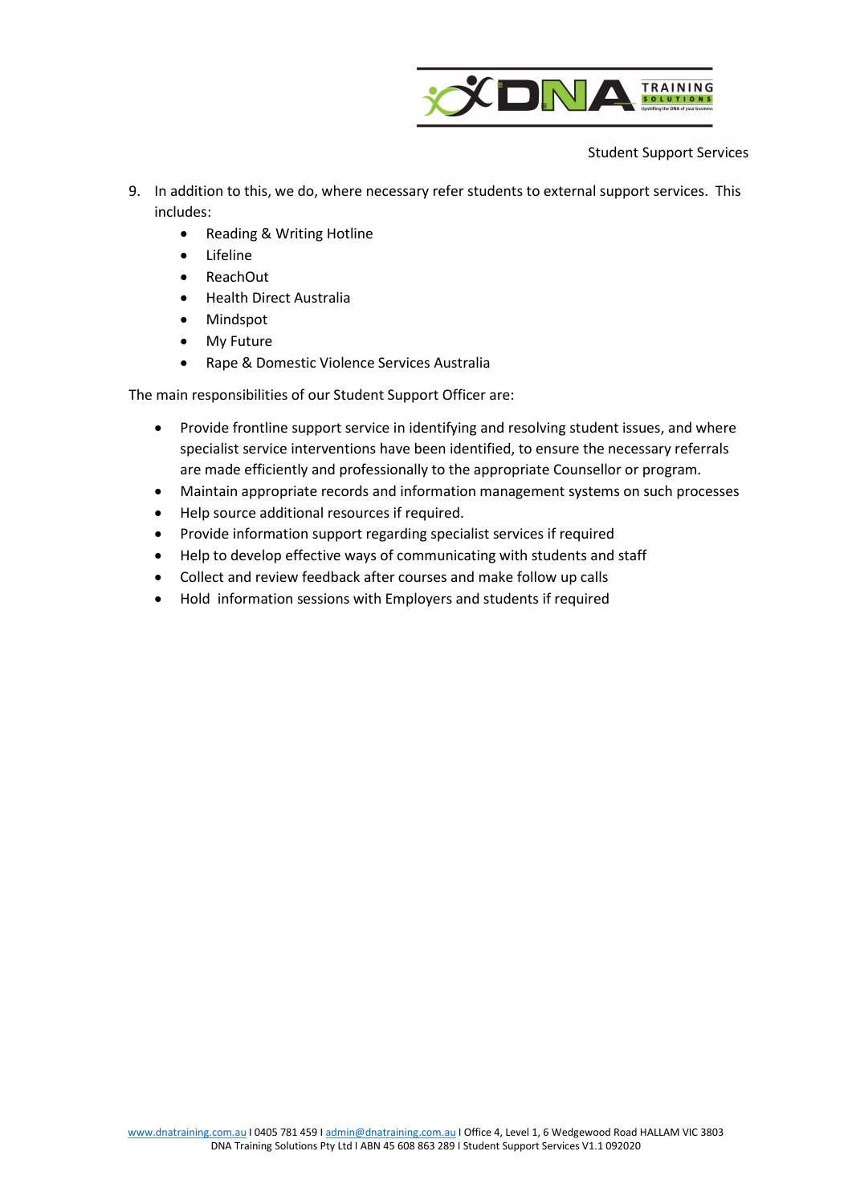9. In addition to this, we do, where necessary refer students to external support services. This includes:
    - Reading & Writing Hotline
    - Lifeline
    - ReachOut
    - Health Direct Australia
    - Mindspot
    - My Future
    - Rape & Domestic Violence Services Australia

The main responsibilities of our Student Support Officer are:

- Provide frontline support service in identifying and resolving student issues, and where specialist service interventions have been identified, to ensure the necessary referrals are made efficiently and professionally to the appropriate Counsellor or program.
- Maintain appropriate records and information management systems on such processes
- Help source additional resources if required.
- Provide information support regarding specialist services if required
- Help to develop effective ways of communicating with students and staff
- Collect and review feedback after courses and make follow up calls
- Hold information sessions with Employers and students if required